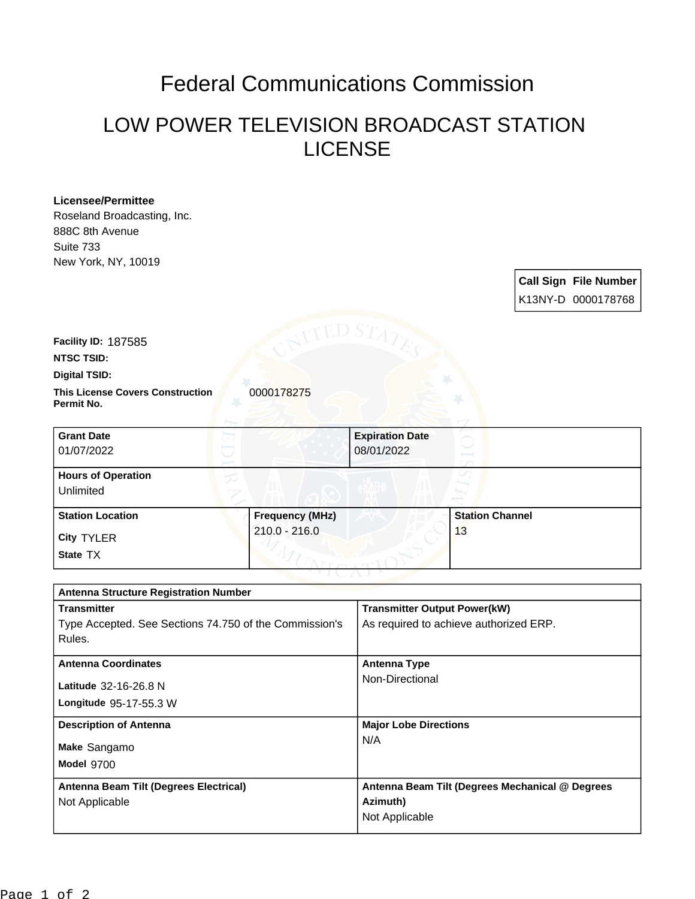# Federal Communications Commission

## LOW POWER TELEVISION BROADCAST STATION LICENSE

**Licensee/Permittee**
Roseland Broadcasting, Inc.
888C 8th Avenue
Suite 733
New York, NY, 10019

| Call Sign | File Number |
| --- | --- |
| K13NY-D | 0000178768 |

**Facility ID:** 187585

**NTSC TSID:**

**Digital TSID:**

**This License Covers Construction Permit No.** 0000178275

| Grant Date | Expiration Date |
| --- | --- |
| 01/07/2022 | 08/01/2022 |

**Hours of Operation**
Unlimited

| Station Location | Frequency (MHz) | Station Channel |
| --- | --- | --- |
| City TYLER<br>State TX | 210.0 - 216.0 | 13 |

| Antenna Structure Registration Number | |
| --- | --- |
| **Transmitter**<br>Type Accepted. See Sections 74.750 of the Commission's Rules. | **Transmitter Output Power(kW)**<br>As required to achieve authorized ERP. |
| **Antenna Coordinates**<br>Latitude 32-16-26.8 N<br>Longitude 95-17-55.3 W | **Antenna Type**<br>Non-Directional |
| **Description of Antenna**<br>Make Sangamo<br>Model 9700 | **Major Lobe Directions**<br>N/A |
| **Antenna Beam Tilt (Degrees Electrical)**<br>Not Applicable | **Antenna Beam Tilt (Degrees Mechanical @ Degrees Azimuth)**<br>Not Applicable |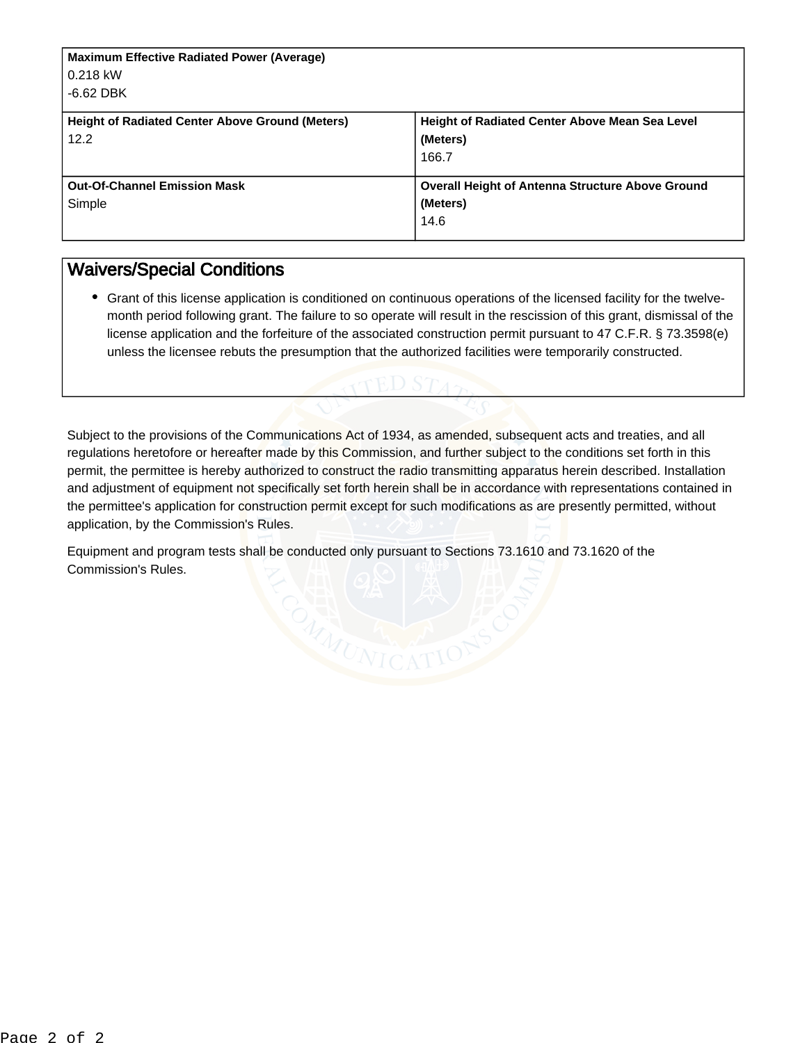| | |
|---|---|
| **Maximum Effective Radiated Power (Average)**<br>0.218 kW<br>-6.62 DBK | |
| **Height of Radiated Center Above Ground (Meters)**<br>12.2 | **Height of Radiated Center Above Mean Sea Level (Meters)**<br>166.7 |
| **Out-Of-Channel Emission Mask**<br>Simple | **Overall Height of Antenna Structure Above Ground (Meters)**<br>14.6 |

## Waivers/Special Conditions

- Grant of this license application is conditioned on continuous operations of the licensed facility for the twelve-month period following grant. The failure to so operate will result in the rescission of this grant, dismissal of the license application and the forfeiture of the associated construction permit pursuant to 47 C.F.R. § 73.3598(e) unless the licensee rebuts the presumption that the authorized facilities were temporarily constructed.

Subject to the provisions of the Communications Act of 1934, as amended, subsequent acts and treaties, and all regulations heretofore or hereafter made by this Commission, and further subject to the conditions set forth in this permit, the permittee is hereby authorized to construct the radio transmitting apparatus herein described. Installation and adjustment of equipment not specifically set forth herein shall be in accordance with representations contained in the permittee's application for construction permit except for such modifications as are presently permitted, without application, by the Commission's Rules.

Equipment and program tests shall be conducted only pursuant to Sections 73.1610 and 73.1620 of the Commission's Rules.